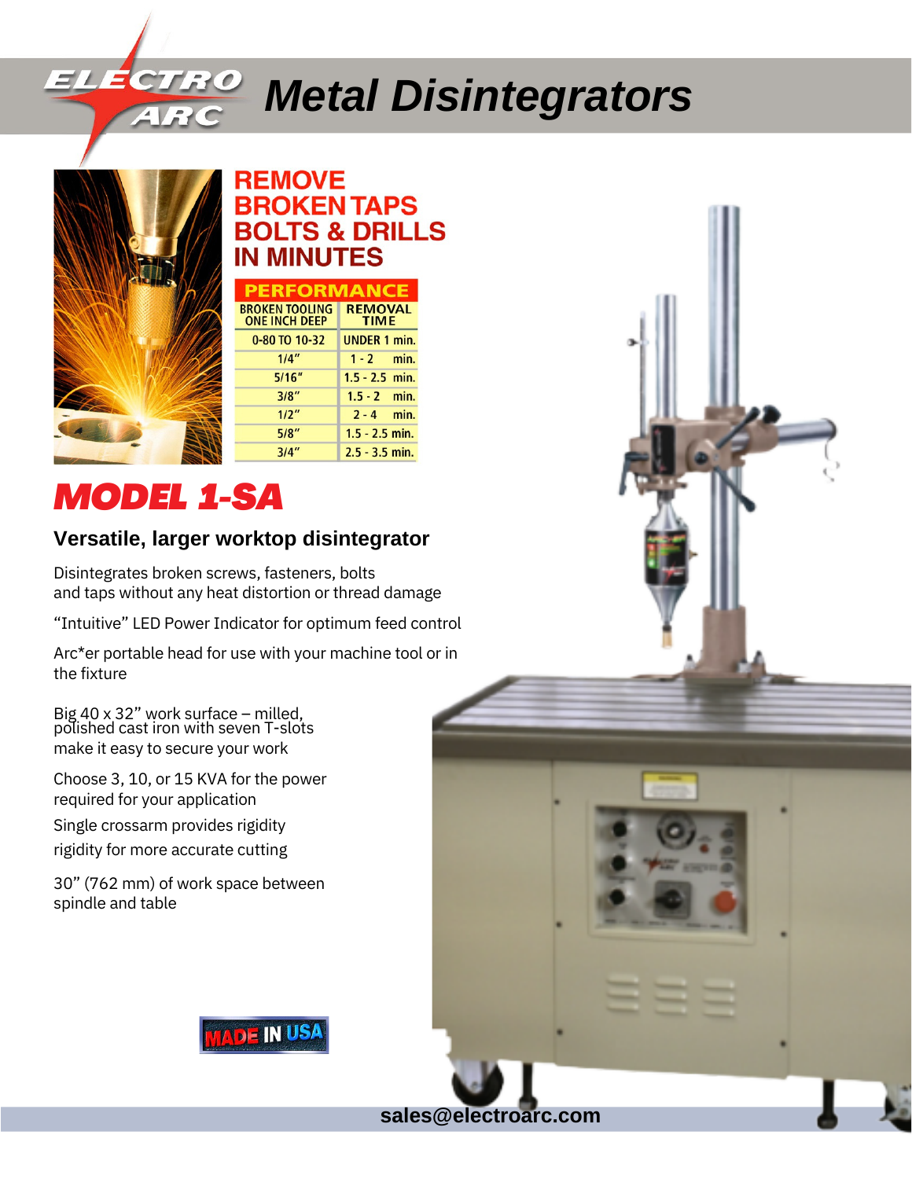# ELECTRO ARC Metal Disintegrators

## REMOVE BROKEN TAPS BOLTS & DRILLS IN MINUTES

| PERFORMANCE | |
|---|---|
| BROKEN TOOLING ONE INCH DEEP | REMOVAL TIME |
| 0-80 TO 10-32 | UNDER 1 min. |
| 1/4" | 1 - 2 min. |
| 5/16" | 1.5 - 2.5 min. |
| 3/8" | 1.5 - 2 min. |
| 1/2" | 2 - 4 min. |
| 5/8" | 1.5 - 2.5 min. |
| 3/4" | 2.5 - 3.5 min. |

# *MODEL 1-SA*

### Versatile, larger worktop disintegrator

Disintegrates broken screws, fasteners, bolts and taps without any heat distortion or thread damage

"Intuitive" LED Power Indicator for optimum feed control

Arc*er portable head for use with your machine tool or in the fixture

Big 40 x 32" work surface – milled, polished cast iron with seven T-slots make it easy to secure your work

Choose 3, 10, or 15 KVA for the power required for your application

Single crossarm provides rigidity rigidity for more accurate cutting

30" (762 mm) of work space between spindle and table

MADE IN USA

sales@electroarc.com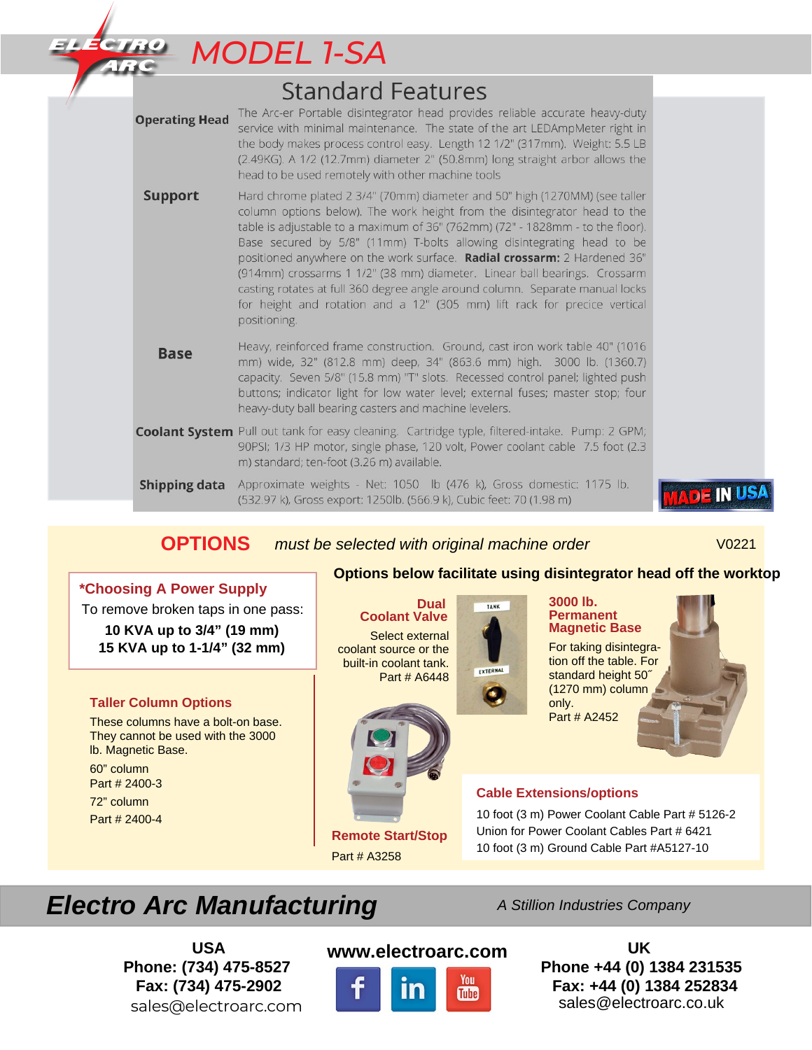# MODEL 1-SA

## Standard Features

**Operating Head** — The Arc-er Portable disintegrator head provides reliable accurate heavy-duty service with minimal maintenance. The state of the art LEDAmpMeter right in the body makes process control easy. Length 12 1/2" (317mm). Weight: 5.5 LB (2.49KG). A 1/2 (12.7mm) diameter 2" (50.8mm) long straight arbor allows the head to be used remotely with other machine tools

**Support** — Hard chrome plated 2 3/4" (70mm) diameter and 50" high (1270MM) (see taller column options below). The work height from the disintegrator head to the table is adjustable to a maximum of 36" (762mm) (72" - 1828mm - to the floor). Base secured by 5/8" (11mm) T-bolts allowing disintegrating head to be positioned anywhere on the work surface. **Radial crossarm:** 2 Hardened 36" (914mm) crossarms 1 1/2" (38 mm) diameter. Linear ball bearings. Crossarm casting rotates at full 360 degree angle around column. Separate manual locks for height and rotation and a 12" (305 mm) lift rack for precice vertical positioning.

**Base** — Heavy, reinforced frame construction. Ground, cast iron work table 40" (1016 mm) wide, 32" (812.8 mm) deep, 34" (863.6 mm) high. 3000 lb. (1360.7) capacity. Seven 5/8" (15.8 mm) "T" slots. Recessed control panel; lighted push buttons; indicator light for low water level; external fuses; master stop; four heavy-duty ball bearing casters and machine levelers.

**Coolant System** — Pull out tank for easy cleaning. Cartridge type, filtered-intake. Pump: 2 GPM; 90PSI; 1/3 HP motor, single phase, 120 volt, Power coolant cable 7.5 foot (2.3 m) standard; ten-foot (3.26 m) available.

**Shipping data** — Approximate weights - Net: 1050 lb (476 k), Gross domestic: 1175 lb. (532.97 k), Gross export: 1250lb. (566.9 k), Cubic feet: 70 (1.98 m)

MADE IN USA

## OPTIONS *must be selected with original machine order*

V0221

### *Choosing A Power Supply

To remove broken taps in one pass:

**10 KVA up to 3/4" (19 mm)**
**15 KVA up to 1-1/4" (32 mm)**

### Taller Column Options

These columns have a bolt-on base. They cannot be used with the 3000 lb. Magnetic Base.

60" column
Part # 2400-3

72" column
Part # 2400-4

### Options below facilitate using disintegrator head off the worktop

**Dual Coolant Valve**

Select external coolant source or the built-in coolant tank.
Part # A6448

TANK

EXTERNAL

**3000 lb. Permanent Magnetic Base**

For taking disintegration off the table. For standard height 50" (1270 mm) column only.
Part # A2452

**Remote Start/Stop**

Part # A3258

**Cable Extensions/options**

10 foot (3 m) Power Coolant Cable Part # 5126-2
Union for Power Coolant Cables Part # 6421
10 foot (3 m) Ground Cable Part #A5127-10

## Electro Arc Manufacturing

*A Stillion Industries Company*

**USA**
**Phone: (734) 475-8527**
**Fax: (734) 475-2902**
sales@electroarc.com

**www.electroarc.com**

**UK**
**Phone +44 (0) 1384 231535**
**Fax: +44 (0) 1384 252834**
sales@electroarc.co.uk